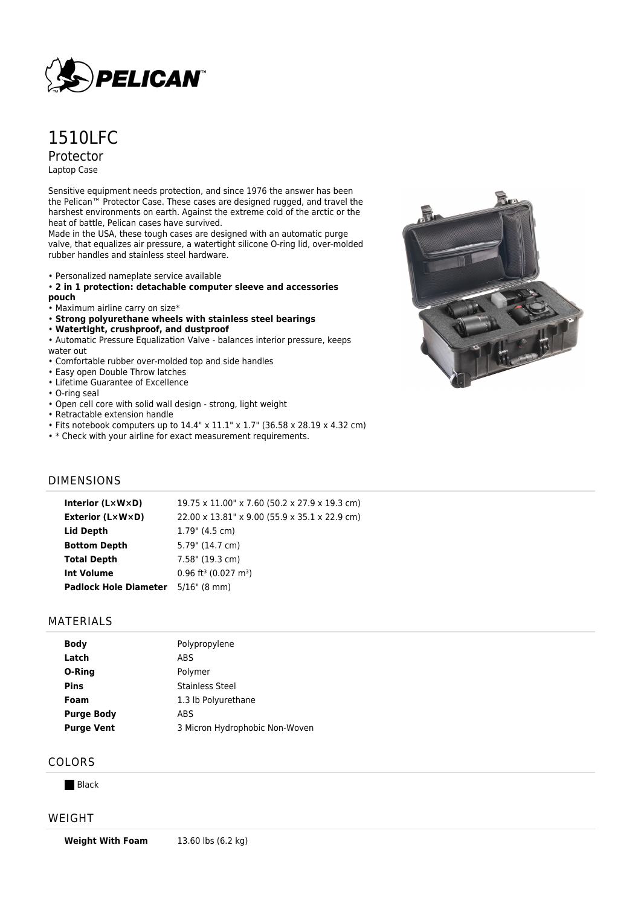# 1510LFC

## Protector

Laptop Case

Sensitive equipment needs protection, and since 1976 the answer has been the Pelican™ Protector Case. These cases are designed rugged, and travel the harshest environments on earth. Against the extreme cold of the arctic or the heat of battle, Pelican cases have survived.
Made in the USA, these tough cases are designed with an automatic purge valve, that equalizes air pressure, a watertight silicone O-ring lid, over-molded rubber handles and stainless steel hardware.

- Personalized nameplate service available
- **2 in 1 protection: detachable computer sleeve and accessories pouch**
- Maximum airline carry on size*
- **Strong polyurethane wheels with stainless steel bearings**
- **Watertight, crushproof, and dustproof**
- Automatic Pressure Equalization Valve - balances interior pressure, keeps water out
- Comfortable rubber over-molded top and side handles
- Easy open Double Throw latches
- Lifetime Guarantee of Excellence
- O-ring seal
- Open cell core with solid wall design - strong, light weight
- Retractable extension handle
- Fits notebook computers up to 14.4" x 11.1" x 1.7" (36.58 x 28.19 x 4.32 cm)
- * Check with your airline for exact measurement requirements.

## DIMENSIONS

| | |
|---|---|
| **Interior (L×W×D)** | 19.75 x 11.00" x 7.60 (50.2 x 27.9 x 19.3 cm) |
| **Exterior (L×W×D)** | 22.00 x 13.81" x 9.00 (55.9 x 35.1 x 22.9 cm) |
| **Lid Depth** | 1.79" (4.5 cm) |
| **Bottom Depth** | 5.79" (14.7 cm) |
| **Total Depth** | 7.58" (19.3 cm) |
| **Int Volume** | 0.96 ft³ (0.027 m³) |
| **Padlock Hole Diameter** | 5/16" (8 mm) |

## MATERIALS

| | |
|---|---|
| **Body** | Polypropylene |
| **Latch** | ABS |
| **O-Ring** | Polymer |
| **Pins** | Stainless Steel |
| **Foam** | 1.3 lb Polyurethane |
| **Purge Body** | ABS |
| **Purge Vent** | 3 Micron Hydrophobic Non-Woven |

## COLORS

Black

## WEIGHT

| | |
|---|---|
| **Weight With Foam** | 13.60 lbs (6.2 kg) |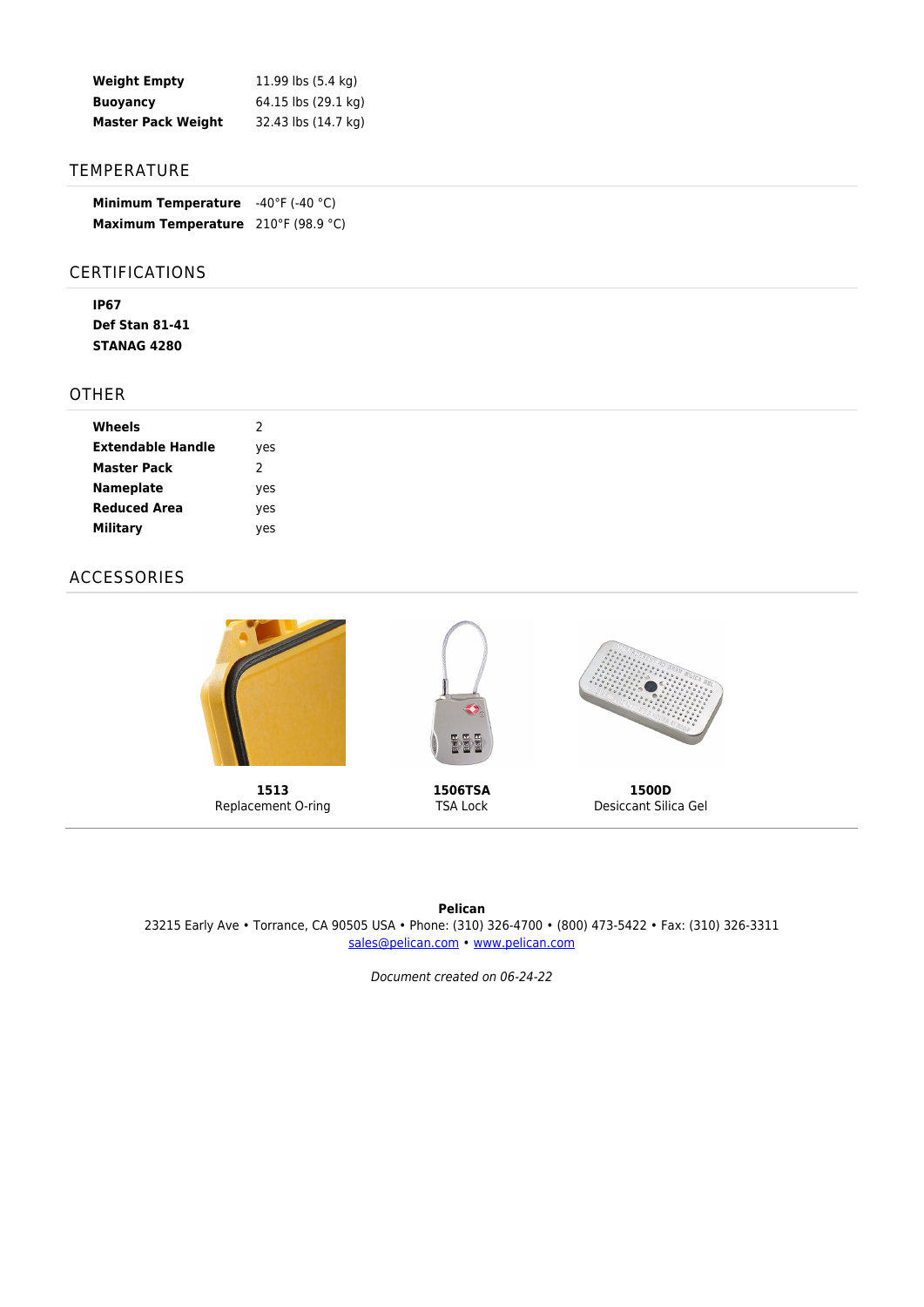| | |
|---|---|
| **Weight Empty** | 11.99 lbs (5.4 kg) |
| **Buoyancy** | 64.15 lbs (29.1 kg) |
| **Master Pack Weight** | 32.43 lbs (14.7 kg) |

## TEMPERATURE

| | |
|---|---|
| **Minimum Temperature** | -40°F (-40 °C) |
| **Maximum Temperature** | 210°F (98.9 °C) |

## CERTIFICATIONS

**IP67**
**Def Stan 81-41**
**STANAG 4280**

## OTHER

| | |
|---|---|
| **Wheels** | 2 |
| **Extendable Handle** | yes |
| **Master Pack** | 2 |
| **Nameplate** | yes |
| **Reduced Area** | yes |
| **Military** | yes |

## ACCESSORIES

**1513**
Replacement O-ring

**1506TSA**
TSA Lock

**1500D**
Desiccant Silica Gel

**Pelican**
23215 Early Ave • Torrance, CA 90505 USA • Phone: (310) 326-4700 • (800) 473-5422 • Fax: (310) 326-3311
sales@pelican.com • www.pelican.com

*Document created on 06-24-22*